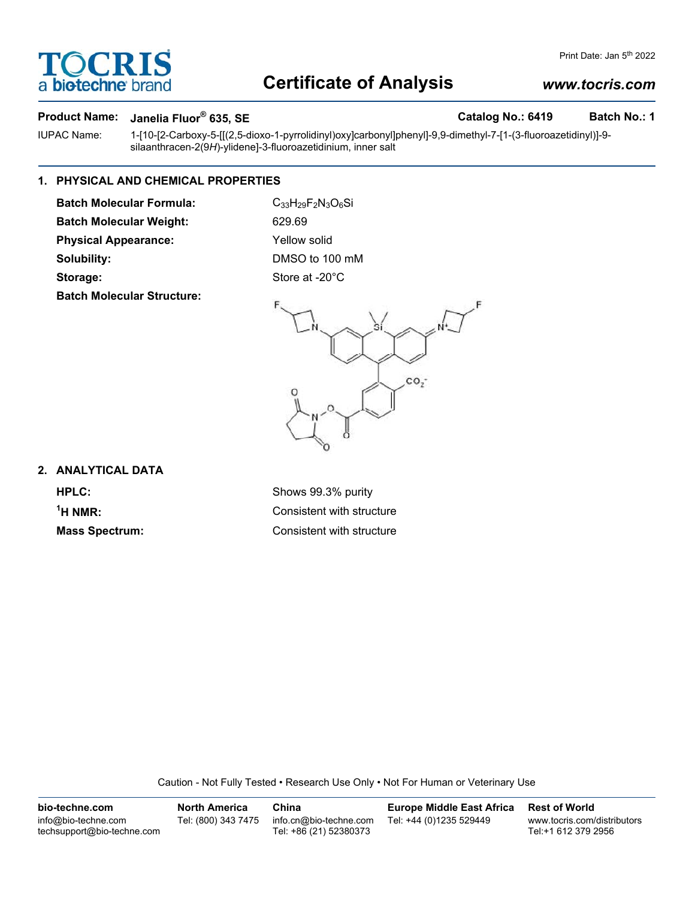# Certificate of Analysis

*www.tocris.com*

**Product Name: Janelia Fluor® 635, SE** **Catalog No.: 6419** **Batch No.: 1**

IUPAC Name: 1-[10-[2-Carboxy-5-[[(2,5-dioxo-1-pyrrolidinyl)oxy]carbonyl]phenyl]-9,9-dimethyl-7-[1-(3-fluoroazetidinyl)]-9-silaanthracen-2(9*H*)-ylidene]-3-fluoroazetidinium, inner salt

## 1. PHYSICAL AND CHEMICAL PROPERTIES

**Batch Molecular Formula:** $C_{33}H_{29}F_2N_3O_6Si$

**Batch Molecular Weight:** 629.69

**Physical Appearance:** Yellow solid

**Solubility:** DMSO to 100 mM

**Storage:** Store at -20°C

**Batch Molecular Structure:**

## 2. ANALYTICAL DATA

**HPLC:** Shows 99.3% purity

**$^1$H NMR:** Consistent with structure

**Mass Spectrum:** Consistent with structure

Caution - Not Fully Tested • Research Use Only • Not For Human or Veterinary Use

**bio-techne.com**
info@bio-techne.com
techsupport@bio-techne.com

**North America**
Tel: (800) 343 7475

**China**
info.cn@bio-techne.com
Tel: +86 (21) 52380373

**Europe Middle East Africa**
Tel: +44 (0)1235 529449

**Rest of World**
www.tocris.com/distributors
Tel:+1 612 379 2956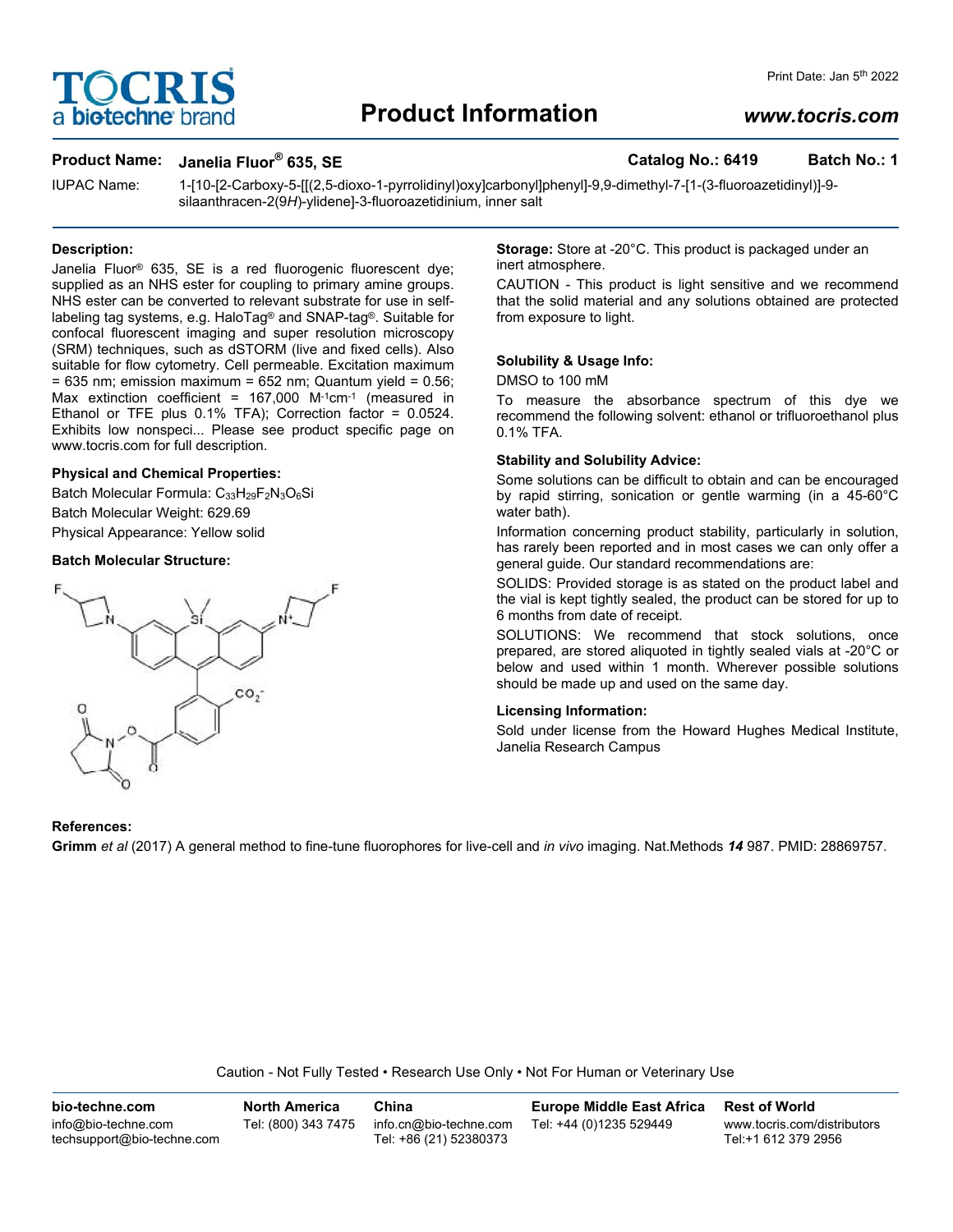# Product Information

**Product Name:** Janelia Fluor® 635, SE **Catalog No.: 6419** **Batch No.: 1**

IUPAC Name: 1-[10-[2-Carboxy-5-[[(2,5-dioxo-1-pyrrolidinyl)oxy]carbonyl]phenyl]-9,9-dimethyl-7-[1-(3-fluoroazetidinyl)]-9-silaanthracen-2(9*H*)-ylidene]-3-fluoroazetidinium, inner salt

### Description:

Janelia Fluor® 635, SE is a red fluorogenic fluorescent dye; supplied as an NHS ester for coupling to primary amine groups. NHS ester can be converted to relevant substrate for use in self-labeling tag systems, e.g. HaloTag® and SNAP-tag®. Suitable for confocal fluorescent imaging and super resolution microscopy (SRM) techniques, such as dSTORM (live and fixed cells). Also suitable for flow cytometry. Cell permeable. Excitation maximum = 635 nm; emission maximum = 652 nm; Quantum yield = 0.56; Max extinction coefficient = 167,000 $M^{-1}cm^{-1}$ (measured in Ethanol or TFE plus 0.1% TFA); Correction factor = 0.0524. Exhibits low nonspeci... Please see product specific page on www.tocris.com for full description.

### Physical and Chemical Properties:

Batch Molecular Formula: $C_{33}H_{29}F_2N_3O_6Si$

Batch Molecular Weight: 629.69

Physical Appearance: Yellow solid

### Batch Molecular Structure:

F N Si N+ F CO2- O N O O O

### Storage:

**Storage:** Store at -20°C. This product is packaged under an inert atmosphere.

CAUTION - This product is light sensitive and we recommend that the solid material and any solutions obtained are protected from exposure to light.

### Solubility & Usage Info:

DMSO to 100 mM

To measure the absorbance spectrum of this dye we recommend the following solvent: ethanol or trifluoroethanol plus 0.1% TFA.

### Stability and Solubility Advice:

Some solutions can be difficult to obtain and can be encouraged by rapid stirring, sonication or gentle warming (in a 45-60°C water bath).

Information concerning product stability, particularly in solution, has rarely been reported and in most cases we can only offer a general guide. Our standard recommendations are:

SOLIDS: Provided storage is as stated on the product label and the vial is kept tightly sealed, the product can be stored for up to 6 months from date of receipt.

SOLUTIONS: We recommend that stock solutions, once prepared, are stored aliquoted in tightly sealed vials at -20°C or below and used within 1 month. Wherever possible solutions should be made up and used on the same day.

### Licensing Information:

Sold under license from the Howard Hughes Medical Institute, Janelia Research Campus

### References:

**Grimm** *et al* (2017) A general method to fine-tune fluorophores for live-cell and *in vivo* imaging. Nat.Methods ***14*** 987. PMID: 28869757.

Caution - Not Fully Tested • Research Use Only • Not For Human or Veterinary Use

| bio-techne.com | North America | China | Europe Middle East Africa | Rest of World |
| --- | --- | --- | --- | --- |
| info@bio-techne.com techsupport@bio-techne.com | Tel: (800) 343 7475 | info.cn@bio-techne.com Tel: +86 (21) 52380373 | Tel: +44 (0)1235 529449 | www.tocris.com/distributors Tel:+1 612 379 2956 |